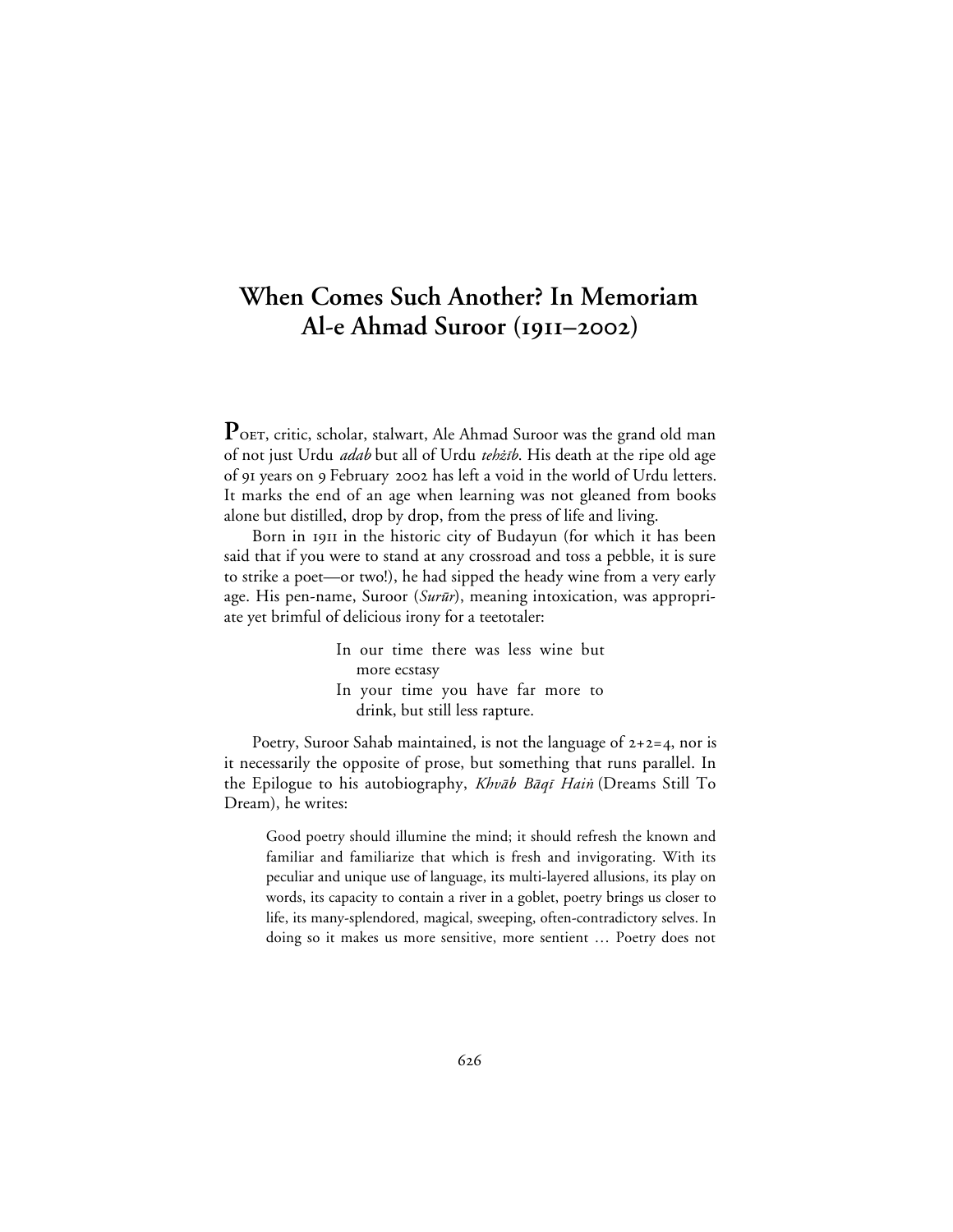# When Comes Such Another? In Memoriam Al-e Ahmad Suroor (1911–2002)

POET, critic, scholar, stalwart, Ale Ahmad Suroor was the grand old man of not just Urdu *adab* but all of Urdu *tehżīb*. His death at the ripe old age of 91 years on 9 February 2002 has left a void in the world of Urdu letters. It marks the end of an age when learning was not gleaned from books alone but distilled, drop by drop, from the press of life and living.

Born in 1911 in the historic city of Budayun (for which it has been said that if you were to stand at any crossroad and toss a pebble, it is sure to strike a poet—or two!), he had sipped the heady wine from a very early age. His pen-name, Suroor (*Surūr*), meaning intoxication, was appropriate yet brimful of delicious irony for a teetotaler:

> In our time there was less wine but more ecstasy
> In your time you have far more to drink, but still less rapture.

Poetry, Suroor Sahab maintained, is not the language of 2+2=4, nor is it necessarily the opposite of prose, but something that runs parallel. In the Epilogue to his autobiography, *Khvāb Bāqī Haiṅ* (Dreams Still To Dream), he writes:

> Good poetry should illumine the mind; it should refresh the known and familiar and familiarize that which is fresh and invigorating. With its peculiar and unique use of language, its multi-layered allusions, its play on words, its capacity to contain a river in a goblet, poetry brings us closer to life, its many-splendored, magical, sweeping, often-contradictory selves. In doing so it makes us more sensitive, more sentient … Poetry does not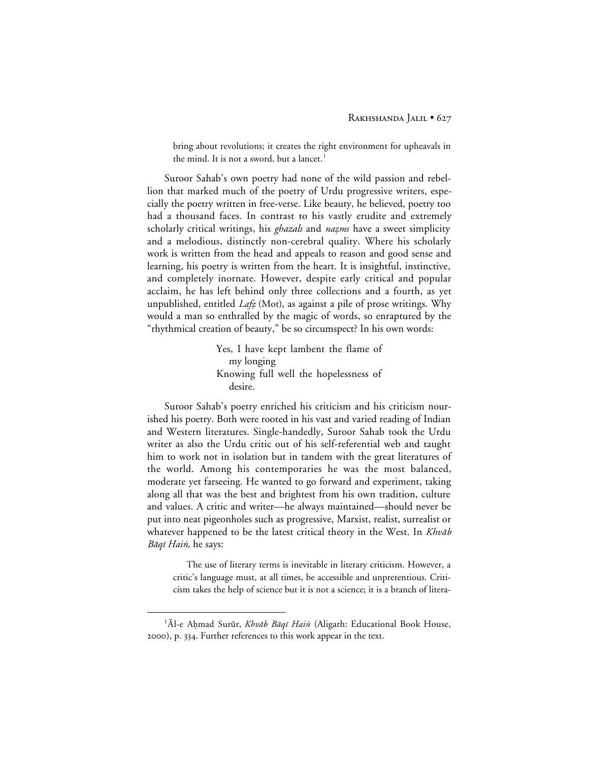> bring about revolutions; it creates the right environment for upheavals in the mind. It is not a sword, but a lancet.[1]

Suroor Sahab's own poetry had none of the wild passion and rebellion that marked much of the poetry of Urdu progressive writers, especially the poetry written in free-verse. Like beauty, he believed, poetry too had a thousand faces. In contrast to his vastly erudite and extremely scholarly critical writings, his *ghazals* and *naẓms* have a sweet simplicity and a melodious, distinctly non-cerebral quality. Where his scholarly work is written from the head and appeals to reason and good sense and learning, his poetry is written from the heart. It is insightful, instinctive, and completely inornate. However, despite early critical and popular acclaim, he has left behind only three collections and a fourth, as yet unpublished, entitled *Lafẓ* (Mot), as against a pile of prose writings. Why would a man so enthralled by the magic of words, so enraptured by the "rhythmical creation of beauty," be so circumspect? In his own words:

> Yes, I have kept lambent the flame of
> my longing
> Knowing full well the hopelessness of
> desire.

Suroor Sahab's poetry enriched his criticism and his criticism nourished his poetry. Both were rooted in his vast and varied reading of Indian and Western literatures. Single-handedly, Suroor Sahab took the Urdu writer as also the Urdu critic out of his self-referential web and taught him to work not in isolation but in tandem with the great literatures of the world. Among his contemporaries he was the most balanced, moderate yet farseeing. He wanted to go forward and experiment, taking along all that was the best and brightest from his own tradition, culture and values. A critic and writer—he always maintained—should never be put into neat pigeonholes such as progressive, Marxist, realist, surrealist or whatever happened to be the latest critical theory in the West. In *Khvāb Bāqī Haiṅ,* he says:

> The use of literary terms is inevitable in literary criticism. However, a critic's language must, at all times, be accessible and unpretentious. Criticism takes the help of science but it is not a science; it is a branch of litera-

---

[1] Āl-e Aḥmad Surūr, *Khvāb Bāqī Haiṅ* (Aligarh: Educational Book House, 2000), p. 334. Further references to this work appear in the text.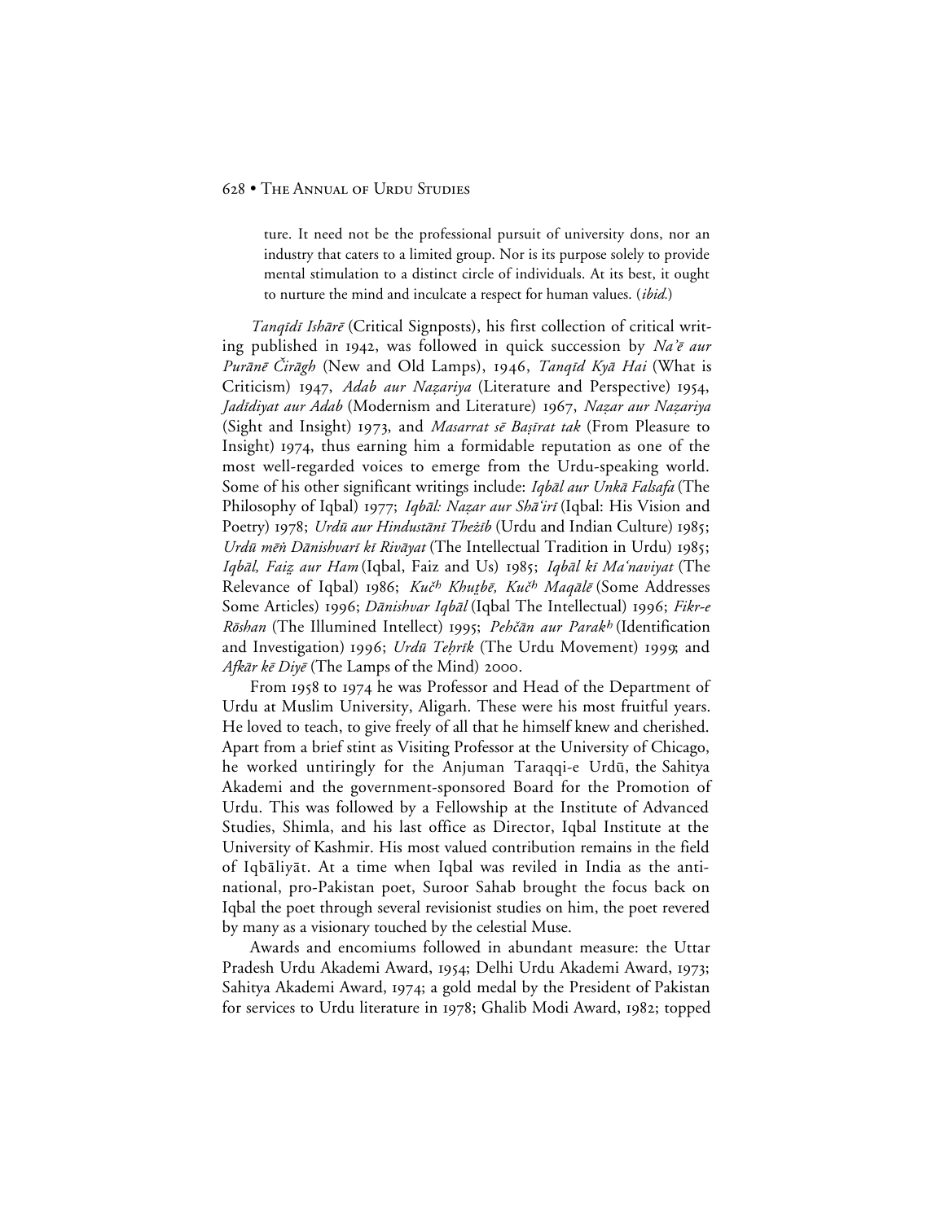ture. It need not be the professional pursuit of university dons, nor an industry that caters to a limited group. Nor is its purpose solely to provide mental stimulation to a distinct circle of individuals. At its best, it ought to nurture the mind and inculcate a respect for human values. (*ibid.*)

*Tanqīdī Ishārē* (Critical Signposts), his first collection of critical writing published in 1942, was followed in quick succession by *Na'ē aur Purānē Čirāgh* (New and Old Lamps), 1946, *Tanqīd Kyā Hai* (What is Criticism) 1947, *Adab aur Naẓariya* (Literature and Perspective) 1954, *Jadīdiyat aur Adab* (Modernism and Literature) 1967, *Naẓar aur Naẓariya* (Sight and Insight) 1973, and *Masarrat sē Baṣīrat tak* (From Pleasure to Insight) 1974, thus earning him a formidable reputation as one of the most well-regarded voices to emerge from the Urdu-speaking world. Some of his other significant writings include: *Iqbāl aur Unkā Falsafa* (The Philosophy of Iqbal) 1977; *Iqbāl: Naẓar aur Shā'irī* (Iqbal: His Vision and Poetry) 1978; *Urdū aur Hindustānī Thežīb* (Urdu and Indian Culture) 1985; *Urdū mēṅ Dānishvarī kī Rivāyat* (The Intellectual Tradition in Urdu) 1985; *Iqbāl, Faiẓ aur Ham* (Iqbal, Faiz and Us) 1985; *Iqbāl kī Ma'naviyat* (The Relevance of Iqbal) 1986; *Kuč^h Khuṭbē, Kuč^h Maqālē* (Some Addresses Some Articles) 1996; *Dānishvar Iqbāl* (Iqbal The Intellectual) 1996; *Fikr-e Rōshan* (The Illumined Intellect) 1995; *Pehčān aur Parak^h* (Identification and Investigation) 1996; *Urdū Teḥrīk* (The Urdu Movement) 1999; and *Afkār kē Diyē* (The Lamps of the Mind) 2000.

From 1958 to 1974 he was Professor and Head of the Department of Urdu at Muslim University, Aligarh. These were his most fruitful years. He loved to teach, to give freely of all that he himself knew and cherished. Apart from a brief stint as Visiting Professor at the University of Chicago, he worked untiringly for the Anjuman Taraqqi-e Urdū, the Sahitya Akademi and the government-sponsored Board for the Promotion of Urdu. This was followed by a Fellowship at the Institute of Advanced Studies, Shimla, and his last office as Director, Iqbal Institute at the University of Kashmir. His most valued contribution remains in the field of Iqbāliyāt. At a time when Iqbal was reviled in India as the anti-national, pro-Pakistan poet, Suroor Sahab brought the focus back on Iqbal the poet through several revisionist studies on him, the poet revered by many as a visionary touched by the celestial Muse.

Awards and encomiums followed in abundant measure: the Uttar Pradesh Urdu Akademi Award, 1954; Delhi Urdu Akademi Award, 1973; Sahitya Akademi Award, 1974; a gold medal by the President of Pakistan for services to Urdu literature in 1978; Ghalib Modi Award, 1982; topped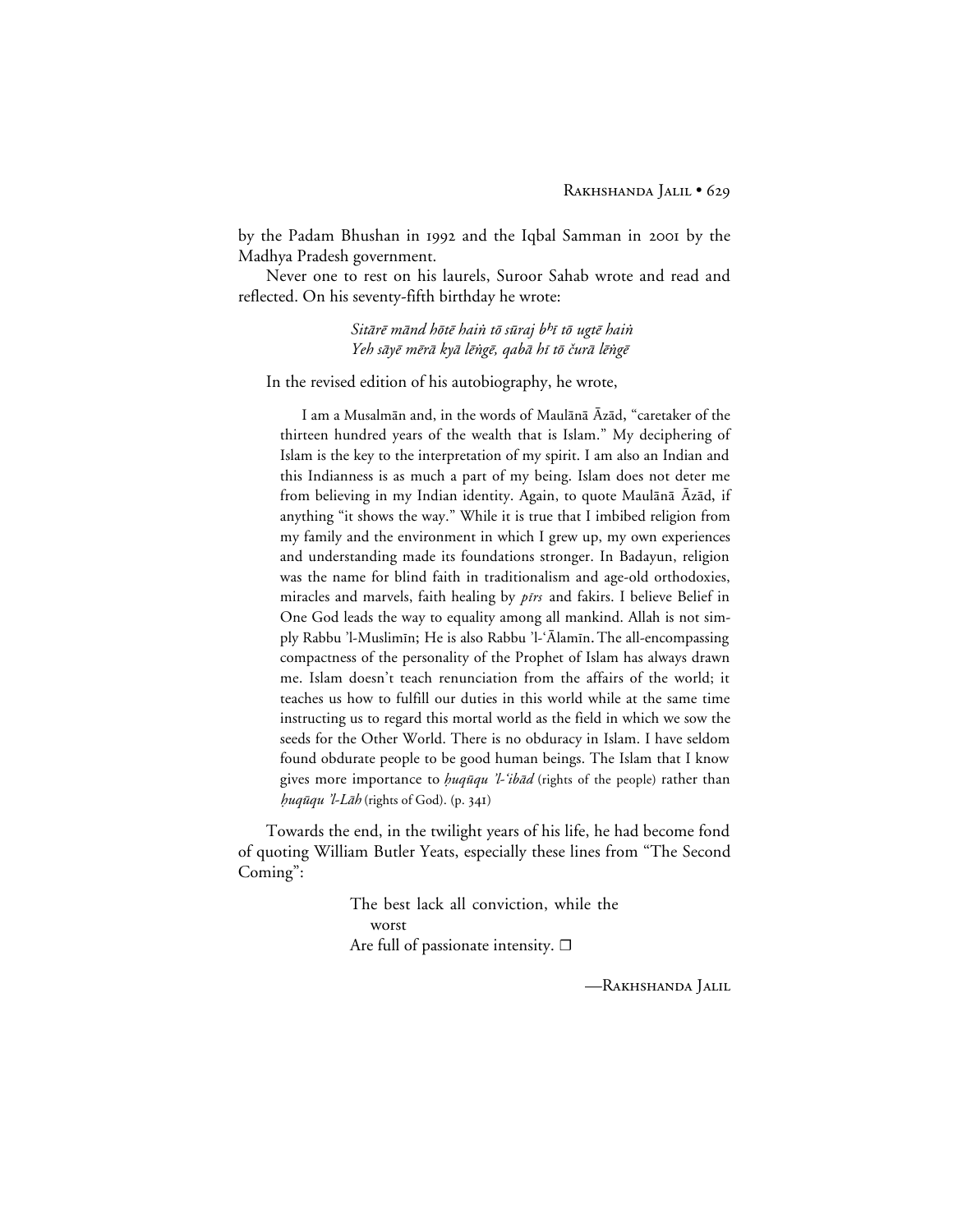by the Padam Bhushan in 1992 and the Iqbal Samman in 2001 by the Madhya Pradesh government.

Never one to rest on his laurels, Suroor Sahab wrote and read and reflected. On his seventy-fifth birthday he wrote:

> *Sitārē mānd hōtē haiṅ tō sūraj bʰī tō ugtē haiṅ*
> *Yeh sāyē mērā kyā lēṅgē, qabā hī tō čurā lēṅgē*

In the revised edition of his autobiography, he wrote,

> I am a Musalmān and, in the words of Maulānā Āzād, "caretaker of the thirteen hundred years of the wealth that is Islam." My deciphering of Islam is the key to the interpretation of my spirit. I am also an Indian and this Indianness is as much a part of my being. Islam does not deter me from believing in my Indian identity. Again, to quote Maulānā Āzād, if anything "it shows the way." While it is true that I imbibed religion from my family and the environment in which I grew up, my own experiences and understanding made its foundations stronger. In Badayun, religion was the name for blind faith in traditionalism and age-old orthodoxies, miracles and marvels, faith healing by *pīrs* and fakirs. I believe Belief in One God leads the way to equality among all mankind. Allah is not simply Rabbu 'l-Muslimīn; He is also Rabbu 'l-ʿĀlamīn. The all-encompassing compactness of the personality of the Prophet of Islam has always drawn me. Islam doesn't teach renunciation from the affairs of the world; it teaches us how to fulfill our duties in this world while at the same time instructing us to regard this mortal world as the field in which we sow the seeds for the Other World. There is no obduracy in Islam. I have seldom found obdurate people to be good human beings. The Islam that I know gives more importance to *ḥuqūqu 'l-ʿibād* (rights of the people) rather than *ḥuqūqu 'l-Lāh* (rights of God). (p. 341)

Towards the end, in the twilight years of his life, he had become fond of quoting William Butler Yeats, especially these lines from "The Second Coming":

> The best lack all conviction, while the worst
> Are full of passionate intensity. ❐

—Rakhshanda Jalil